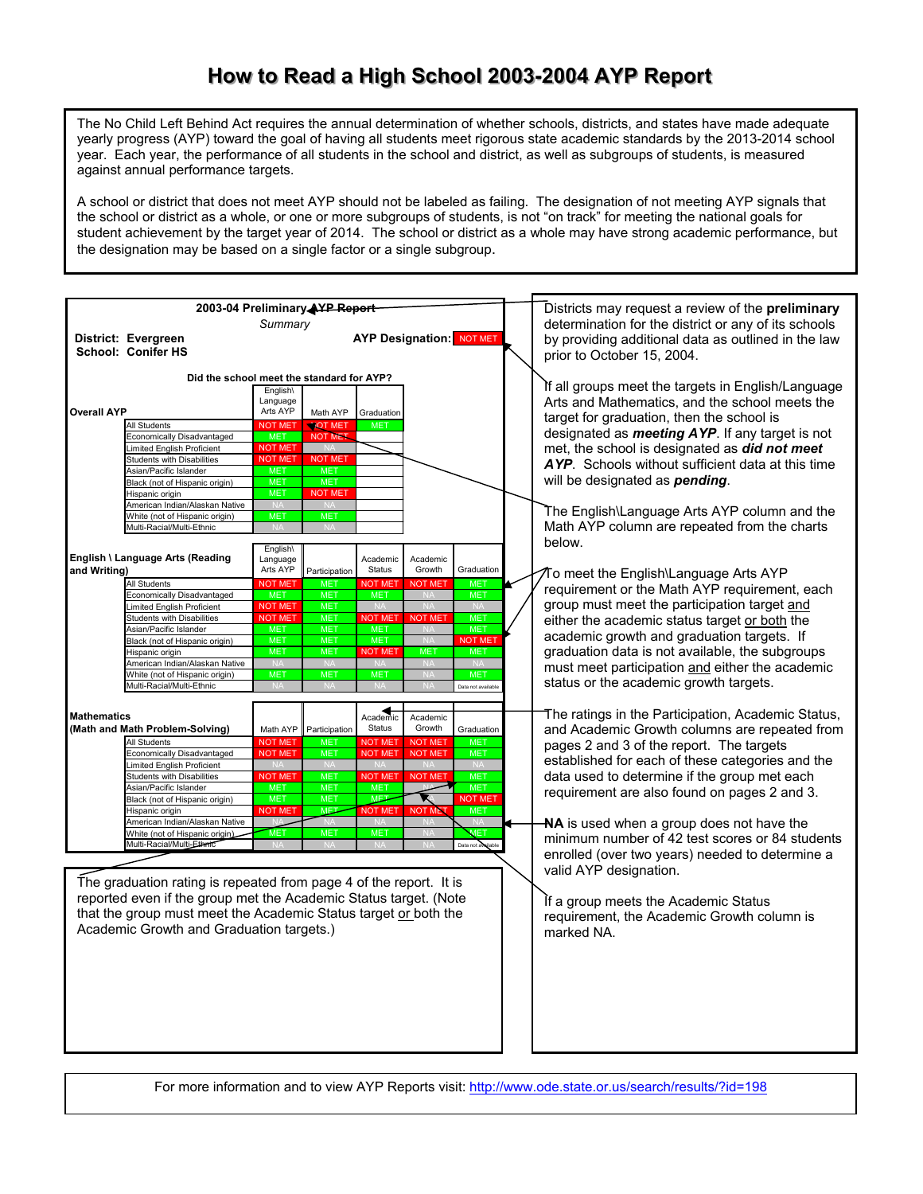# How to Read a High School 2003-2004 AYP Report

The No Child Left Behind Act requires the annual determination of whether schools, districts, and states have made adequate yearly progress (AYP) toward the goal of having all students meet rigorous state academic standards by the 2013-2014 school year. Each year, the performance of all students in the school and district, as well as subgroups of students, is measured against annual performance targets.

A school or district that does not meet AYP should not be labeled as failing. The designation of not meeting AYP signals that the school or district as a whole, or one or more subgroups of students, is not "on track" for meeting the national goals for student achievement by the target year of 2014. The school or district as a whole may have strong academic performance, but the designation may be based on a single factor or a single subgroup.

**2003-04 Preliminary AYP Report**

*Summary*

**District:** Evergreen
**School:** Conifer HS

**AYP Designation:** NOT MET

**Did the school meet the standard for AYP?**

**Overall AYP**

| | English\ Language Arts AYP | Math AYP | Graduation |
|---|---|---|---|
| All Students | NOT MET | NOT MET | MET |
| Economically Disadvantaged | MET | NOT MET | |
| Limited English Proficient | NOT MET | NA | |
| Students with Disabilities | NOT MET | NOT MET | |
| Asian/Pacific Islander | MET | MET | |
| Black (not of Hispanic origin) | MET | MET | |
| Hispanic origin | MET | NOT MET | |
| American Indian/Alaskan Native | NA | NA | |
| White (not of Hispanic origin) | MET | MET | |
| Multi-Racial/Multi-Ethnic | NA | NA | |

**English \ Language Arts (Reading and Writing)**

| | English\ Language Arts AYP | Participation | Academic Status | Academic Growth | Graduation |
|---|---|---|---|---|---|
| All Students | NOT MET | MET | NOT MET | NOT MET | MET |
| Economically Disadvantaged | MET | MET | MET | NA | MET |
| Limited English Proficient | NOT MET | MET | NA | NA | NA |
| Students with Disabilities | NOT MET | MET | NOT MET | NOT MET | MET |
| Asian/Pacific Islander | MET | MET | MET | NA | MET |
| Black (not of Hispanic origin) | MET | MET | MET | NA | NOT MET |
| Hispanic origin | MET | MET | NOT MET | MET | MET |
| American Indian/Alaskan Native | NA | NA | NA | NA | NA |
| White (not of Hispanic origin) | MET | MET | MET | NA | MET |
| Multi-Racial/Multi-Ethnic | NA | NA | NA | NA | Data not available |

**Mathematics (Math and Math Problem-Solving)**

| | Math AYP | Participation | Academic Status | Academic Growth | Graduation |
|---|---|---|---|---|---|
| All Students | NOT MET | MET | NOT MET | NOT MET | MET |
| Economically Disadvantaged | NOT MET | MET | NOT MET | NOT MET | MET |
| Limited English Proficient | NA | NA | NA | NA | NA |
| Students with Disabilities | NOT MET | MET | NOT MET | NOT MET | MET |
| Asian/Pacific Islander | MET | MET | MET | NA | MET |
| Black (not of Hispanic origin) | MET | MET | MET | NA | NOT MET |
| Hispanic origin | NOT MET | MET | NOT MET | NOT MET | MET |
| American Indian/Alaskan Native | NA | NA | NA | NA | NA |
| White (not of Hispanic origin) | MET | MET | MET | NA | MET |
| Multi-Racial/Multi-Ethnic | NA | NA | NA | NA | Data not available |

The graduation rating is repeated from page 4 of the report. It is reported even if the group met the Academic Status target. (Note that the group must meet the Academic Status target or both the Academic Growth and Graduation targets.)

Districts may request a review of the **preliminary** determination for the district or any of its schools by providing additional data as outlined in the law prior to October 15, 2004.

If all groups meet the targets in English/Language Arts and Mathematics, and the school meets the target for graduation, then the school is designated as ***meeting AYP***. If any target is not met, the school is designated as ***did not meet AYP***. Schools without sufficient data at this time will be designated as ***pending***.

The English\Language Arts AYP column and the Math AYP column are repeated from the charts below.

To meet the English\Language Arts AYP requirement or the Math AYP requirement, each group must meet the participation target and either the academic status target or both the academic growth and graduation targets. If graduation data is not available, the subgroups must meet participation and either the academic status or the academic growth targets.

The ratings in the Participation, Academic Status, and Academic Growth columns are repeated from pages 2 and 3 of the report. The targets established for each of these categories and the data used to determine if the group met each requirement are also found on pages 2 and 3.

**NA** is used when a group does not have the minimum number of 42 test scores or 84 students enrolled (over two years) needed to determine a valid AYP designation.

If a group meets the Academic Status requirement, the Academic Growth column is marked NA.

For more information and to view AYP Reports visit: http://www.ode.state.or.us/search/results/?id=198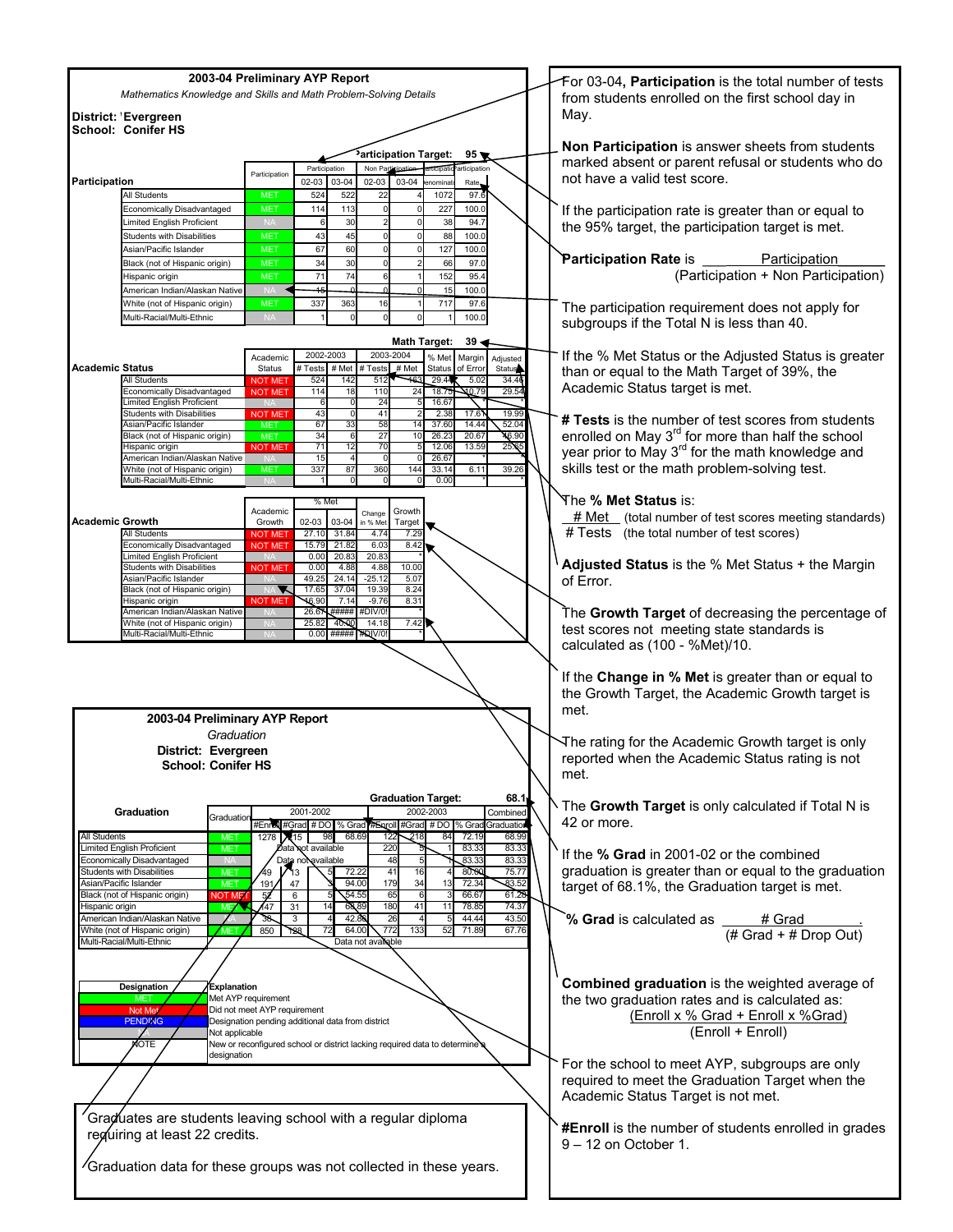## 2003-04 Preliminary AYP Report

*Mathematics Knowledge and Skills and Math Problem-Solving Details*

**District:** Evergreen
**School:** Conifer HS

**Participation Target: 95**

| Participation | Participation | Participation 02-03 | Participation 03-04 | Non Participation 02-03 | Non Participation 03-04 | Participation Denominator | Participation Rate |
|---|---|---|---|---|---|---|---|
| All Students | MET | 524 | 522 | 22 | 4 | 1072 | 97.6 |
| Economically Disadvantaged | MET | 114 | 113 | 0 | 0 | 227 | 100.0 |
| Limited English Proficient | NA | 6 | 30 | 2 | 0 | 38 | 94.7 |
| Students with Disabilities | MET | 43 | 45 | 0 | 0 | 88 | 100.0 |
| Asian/Pacific Islander | MET | 67 | 60 | 0 | 0 | 127 | 100.0 |
| Black (not of Hispanic origin) | MET | 34 | 30 | 0 | 2 | 66 | 97.0 |
| Hispanic origin | MET | 71 | 74 | 6 | 1 | 152 | 95.4 |
| American Indian/Alaskan Native | NA | 15 | 0 | 0 | 0 | 15 | 100.0 |
| White (not of Hispanic origin) | MET | 337 | 363 | 16 | 1 | 717 | 97.6 |
| Multi-Racial/Multi-Ethnic | NA | 1 | 0 | 0 | 0 | 1 | 100.0 |

**Math Target: 39**

| Academic Status | Academic Status | 2002-2003 # Tests | 2002-2003 # Met | 2003-2004 # Tests | 2003-2004 # Met | % Met Status | Margin of Error | Adjusted Status |
|---|---|---|---|---|---|---|---|---|
| All Students | NOT MET | 524 | 142 | 512 | 163 | 29.44 | 5.02 | 34.46 |
| Economically Disadvantaged | NOT MET | 114 | 18 | 110 | 24 | 18.75 | 10.79 | 29.54 |
| Limited English Proficient | NA | 6 | 0 | 24 | 5 | 16.67 | | * |
| Students with Disabilities | NOT MET | 43 | 0 | 41 | 2 | 2.38 | 17.61 | 19.99 |
| Asian/Pacific Islander | MET | 67 | 33 | 58 | 14 | 37.60 | 14.44 | 52.04 |
| Black (not of Hispanic origin) | MET | 34 | 6 | 27 | 10 | 26.23 | 20.67 | 46.90 |
| Hispanic origin | NOT MET | 71 | 12 | 70 | 5 | 12.06 | 13.59 | 25.65 |
| American Indian/Alaskan Native | NA | 15 | 4 | 0 | 0 | 26.67 | * | * |
| White (not of Hispanic origin) | MET | 337 | 87 | 360 | 144 | 33.14 | 6.11 | 39.26 |
| Multi-Racial/Multi-Ethnic | NA | 1 | 0 | 0 | 0 | 0.00 | * | * |

| Academic Growth | Academic Growth | % Met 02-03 | % Met 03-04 | Change in % Met | Growth Target |
|---|---|---|---|---|---|
| All Students | NOT MET | 27.10 | 31.84 | 4.74 | 7.29 |
| Economically Disadvantaged | NOT MET | 15.79 | 21.82 | 6.03 | 8.42 |
| Limited English Proficient | NA | 0.00 | 20.83 | 20.83 | * |
| Students with Disabilities | NOT MET | 0.00 | 4.88 | 4.88 | 10.00 |
| Asian/Pacific Islander | NA | 49.25 | 24.14 | -25.12 | 5.07 |
| Black (not of Hispanic origin) | NA | 17.65 | 37.04 | 19.39 | 8.24 |
| Hispanic origin | NOT MET | 16.90 | 7.14 | -9.76 | 8.31 |
| American Indian/Alaskan Native | NA | 26.67 | ##### | #DIV/0! | * |
| White (not of Hispanic origin) | NA | 25.82 | 40.00 | 14.18 | 7.42 |
| Multi-Racial/Multi-Ethnic | NA | 0.00 | ##### | #DIV/0! | * |

## 2003-04 Preliminary AYP Report

*Graduation*

**District:** Evergreen
**School:** Conifer HS

**Graduation Target: 68.1**

| Graduation | Graduation | 2001-2002 #Enroll | 2001-2002 #Grad | 2001-2002 # DO | 2001-2002 % Grad | 2002-2003 #Enroll | 2002-2003 #Grad | 2002-2003 # DO | 2002-2003 % Grad | Combined Graduation |
|---|---|---|---|---|---|---|---|---|---|---|
| All Students | MET | 1278 | 215 | 98 | 68.69 | 1222 | 218 | 84 | 72.19 | 68.99 |
| Limited English Proficient | MET | Data not available | | | | 220 | 5 | 1 | 83.33 | 83.33 |
| Economically Disadvantaged | NA | Data not available | | | | 48 | 5 | 1 | 83.33 | 83.33 |
| Students with Disabilities | MET | 49 | 13 | 5 | 72.22 | 41 | 16 | 4 | 80.00 | 75.77 |
| Asian/Pacific Islander | MET | 191 | 47 | 3 | 94.00 | 179 | 34 | 13 | 72.34 | 83.52 |
| Black (not of Hispanic origin) | NOT MET | 52 | 6 | 5 | 54.55 | 65 | 6 | 3 | 66.67 | 61.28 |
| Hispanic origin | MET | 147 | 31 | 14 | 68.89 | 180 | 41 | 11 | 78.85 | 74.37 |
| American Indian/Alaskan Native | NA | 38 | 3 | 4 | 42.86 | 26 | 4 | 5 | 44.44 | 43.50 |
| White (not of Hispanic origin) | MET | 850 | 128 | 72 | 64.00 | 772 | 133 | 52 | 71.89 | 67.76 |
| Multi-Racial/Multi-Ethnic | | Data not available | | | | | | | | |

| Designation | Explanation |
|---|---|
| MET | Met AYP requirement |
| Not Met | Did not meet AYP requirement |
| PENDING | Designation pending additional data from district |
| NA | Not applicable |
| NOTE | New or reconfigured school or district lacking required data to determine a designation |

Graduates are students leaving school with a regular diploma requiring at least 22 credits.

Graduation data for these groups was not collected in these years.

---

For 03-04, **Participation** is the total number of tests from students enrolled on the first school day in May.

**Non Participation** is answer sheets from students marked absent or parent refusal or students who do not have a valid test score.

If the participation rate is greater than or equal to the 95% target, the participation target is met.

**Participation Rate** is $\frac{\text{Participation}}{(\text{Participation + Non Participation})}$

The participation requirement does not apply for subgroups if the Total N is less than 40.

If the % Met Status or the Adjusted Status is greater than or equal to the Math Target of 39%, the Academic Status target is met.

**# Tests** is the number of test scores from students enrolled on May 3rd for more than half the school year prior to May 3rd for the math knowledge and skills test or the math problem-solving test.

The **% Met Status** is:
$\frac{\text{\# Met (total number of test scores meeting standards)}}{\text{\# Tests (the total number of test scores)}}$

**Adjusted Status** is the % Met Status + the Margin of Error.

The **Growth Target** of decreasing the percentage of test scores not meeting state standards is calculated as (100 - %Met)/10.

If the **Change in % Met** is greater than or equal to the Growth Target, the Academic Growth target is met.

The rating for the Academic Growth target is only reported when the Academic Status rating is not met.

The **Growth Target** is only calculated if Total N is 42 or more.

If the **% Grad** in 2001-02 or the combined graduation is greater than or equal to the graduation target of 68.1%, the Graduation target is met.

**% Grad** is calculated as $\frac{\text{\# Grad}}{(\text{\# Grad + \# Drop Out})}$

**Combined graduation** is the weighted average of the two graduation rates and is calculated as:
$\frac{(\text{Enroll x \% Grad + Enroll x \%Grad})}{(\text{Enroll + Enroll})}$

For the school to meet AYP, subgroups are only required to meet the Graduation Target when the Academic Status Target is not met.

**#Enroll** is the number of students enrolled in grades 9 – 12 on October 1.